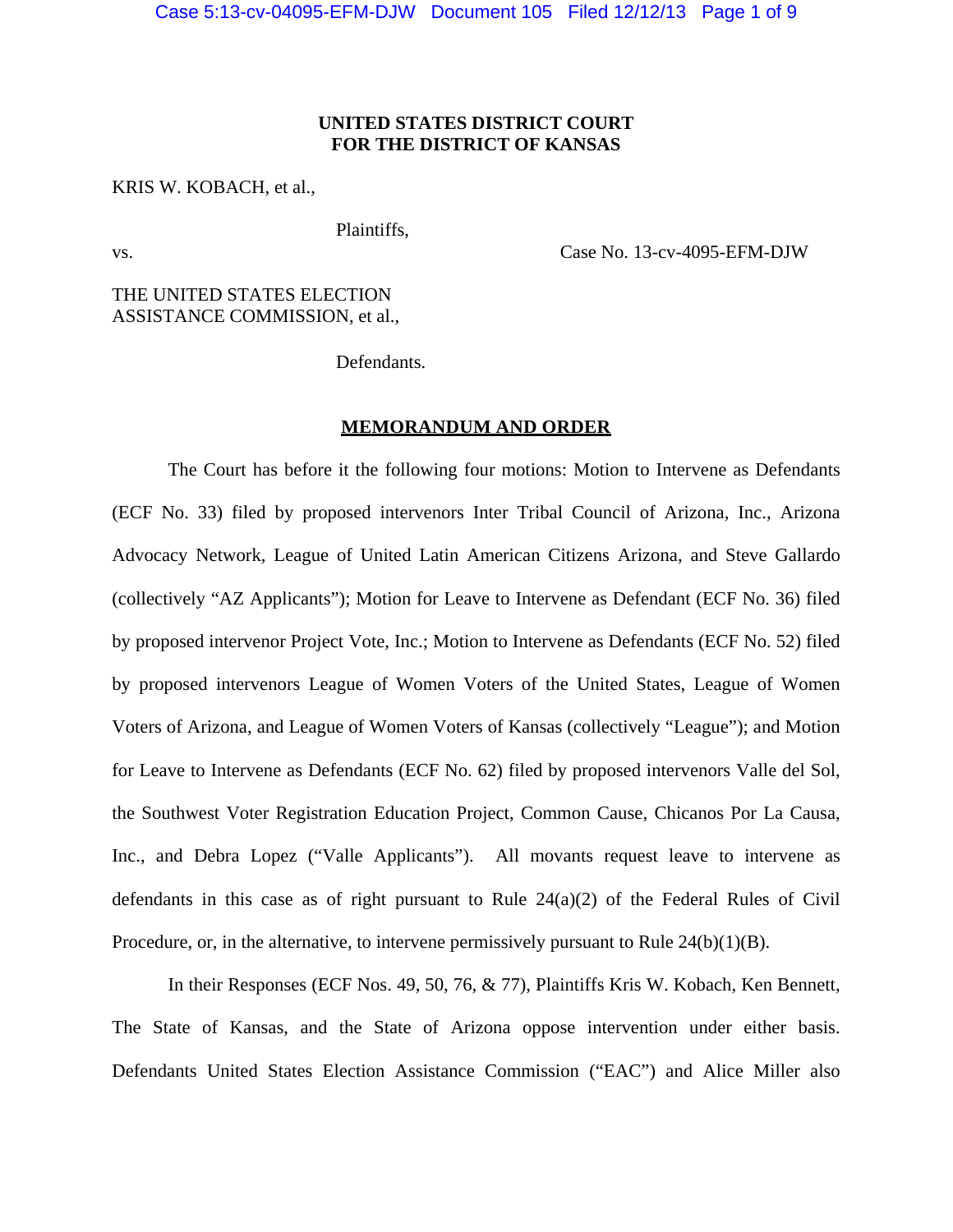**UNITED STATES DISTRICT COURT**
**FOR THE DISTRICT OF KANSAS**

KRIS W. KOBACH, et al.,

Plaintiffs,

vs. Case No. 13-cv-4095-EFM-DJW

THE UNITED STATES ELECTION ASSISTANCE COMMISSION, et al.,

Defendants.

**MEMORANDUM AND ORDER**

The Court has before it the following four motions: Motion to Intervene as Defendants (ECF No. 33) filed by proposed intervenors Inter Tribal Council of Arizona, Inc., Arizona Advocacy Network, League of United Latin American Citizens Arizona, and Steve Gallardo (collectively "AZ Applicants"); Motion for Leave to Intervene as Defendant (ECF No. 36) filed by proposed intervenor Project Vote, Inc.; Motion to Intervene as Defendants (ECF No. 52) filed by proposed intervenors League of Women Voters of the United States, League of Women Voters of Arizona, and League of Women Voters of Kansas (collectively "League"); and Motion for Leave to Intervene as Defendants (ECF No. 62) filed by proposed intervenors Valle del Sol, the Southwest Voter Registration Education Project, Common Cause, Chicanos Por La Causa, Inc., and Debra Lopez ("Valle Applicants"). All movants request leave to intervene as defendants in this case as of right pursuant to Rule 24(a)(2) of the Federal Rules of Civil Procedure, or, in the alternative, to intervene permissively pursuant to Rule 24(b)(1)(B).

In their Responses (ECF Nos. 49, 50, 76, & 77), Plaintiffs Kris W. Kobach, Ken Bennett, The State of Kansas, and the State of Arizona oppose intervention under either basis. Defendants United States Election Assistance Commission ("EAC") and Alice Miller also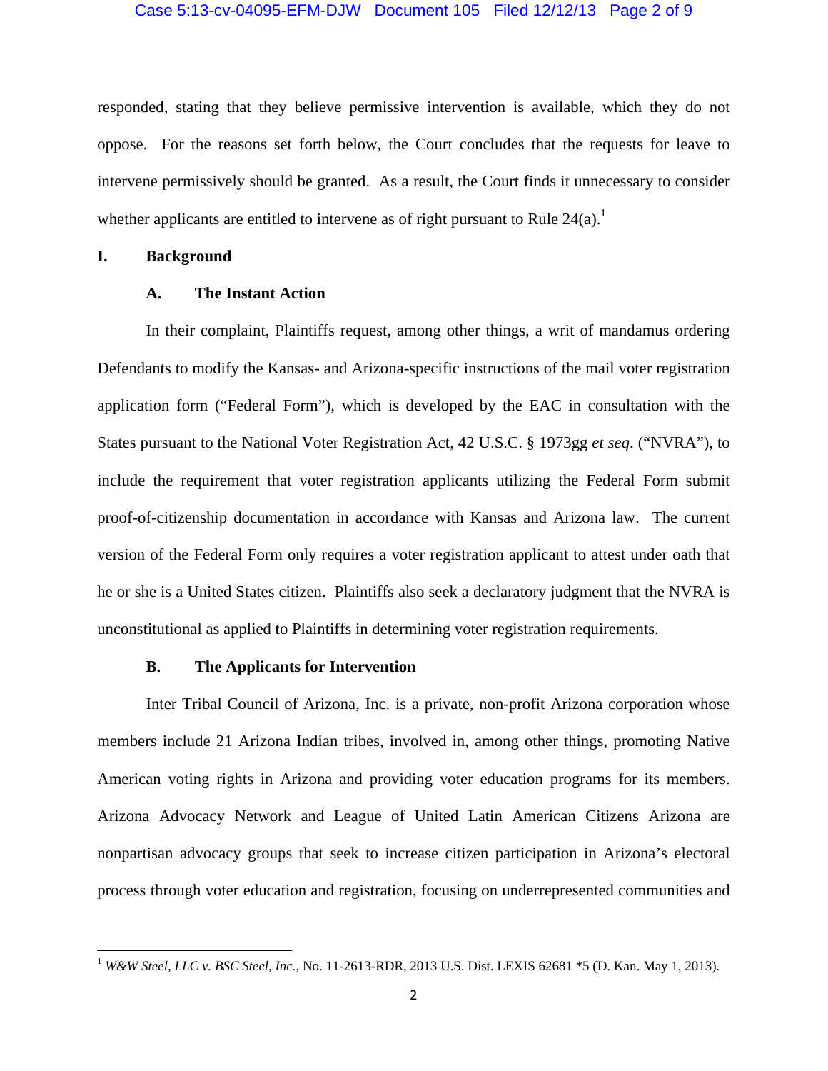responded, stating that they believe permissive intervention is available, which they do not oppose. For the reasons set forth below, the Court concludes that the requests for leave to intervene permissively should be granted. As a result, the Court finds it unnecessary to consider whether applicants are entitled to intervene as of right pursuant to Rule 24(a).[1]

## I. Background

### A. The Instant Action

In their complaint, Plaintiffs request, among other things, a writ of mandamus ordering Defendants to modify the Kansas- and Arizona-specific instructions of the mail voter registration application form ("Federal Form"), which is developed by the EAC in consultation with the States pursuant to the National Voter Registration Act, 42 U.S.C. § 1973gg *et seq*. ("NVRA"), to include the requirement that voter registration applicants utilizing the Federal Form submit proof-of-citizenship documentation in accordance with Kansas and Arizona law. The current version of the Federal Form only requires a voter registration applicant to attest under oath that he or she is a United States citizen. Plaintiffs also seek a declaratory judgment that the NVRA is unconstitutional as applied to Plaintiffs in determining voter registration requirements.

### B. The Applicants for Intervention

Inter Tribal Council of Arizona, Inc. is a private, non-profit Arizona corporation whose members include 21 Arizona Indian tribes, involved in, among other things, promoting Native American voting rights in Arizona and providing voter education programs for its members. Arizona Advocacy Network and League of United Latin American Citizens Arizona are nonpartisan advocacy groups that seek to increase citizen participation in Arizona's electoral process through voter education and registration, focusing on underrepresented communities and

---

[1] *W&W Steel, LLC v. BSC Steel, Inc.*, No. 11-2613-RDR, 2013 U.S. Dist. LEXIS 62681 *5 (D. Kan. May 1, 2013).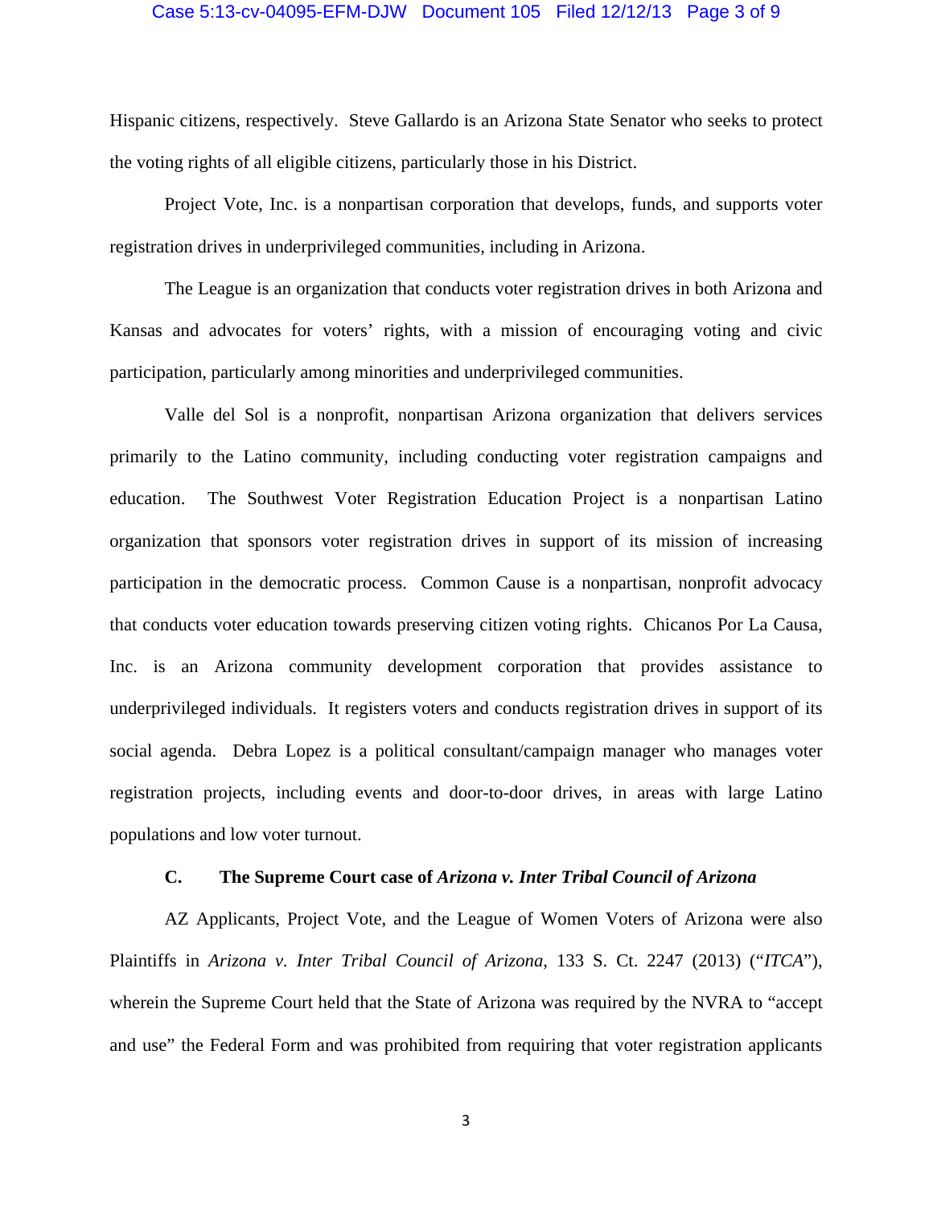Hispanic citizens, respectively. Steve Gallardo is an Arizona State Senator who seeks to protect the voting rights of all eligible citizens, particularly those in his District.

Project Vote, Inc. is a nonpartisan corporation that develops, funds, and supports voter registration drives in underprivileged communities, including in Arizona.

The League is an organization that conducts voter registration drives in both Arizona and Kansas and advocates for voters' rights, with a mission of encouraging voting and civic participation, particularly among minorities and underprivileged communities.

Valle del Sol is a nonprofit, nonpartisan Arizona organization that delivers services primarily to the Latino community, including conducting voter registration campaigns and education. The Southwest Voter Registration Education Project is a nonpartisan Latino organization that sponsors voter registration drives in support of its mission of increasing participation in the democratic process. Common Cause is a nonpartisan, nonprofit advocacy that conducts voter education towards preserving citizen voting rights. Chicanos Por La Causa, Inc. is an Arizona community development corporation that provides assistance to underprivileged individuals. It registers voters and conducts registration drives in support of its social agenda. Debra Lopez is a political consultant/campaign manager who manages voter registration projects, including events and door-to-door drives, in areas with large Latino populations and low voter turnout.

### C. The Supreme Court case of *Arizona v. Inter Tribal Council of Arizona*

AZ Applicants, Project Vote, and the League of Women Voters of Arizona were also Plaintiffs in *Arizona v. Inter Tribal Council of Arizona*, 133 S. Ct. 2247 (2013) ("*ITCA*"), wherein the Supreme Court held that the State of Arizona was required by the NVRA to "accept and use" the Federal Form and was prohibited from requiring that voter registration applicants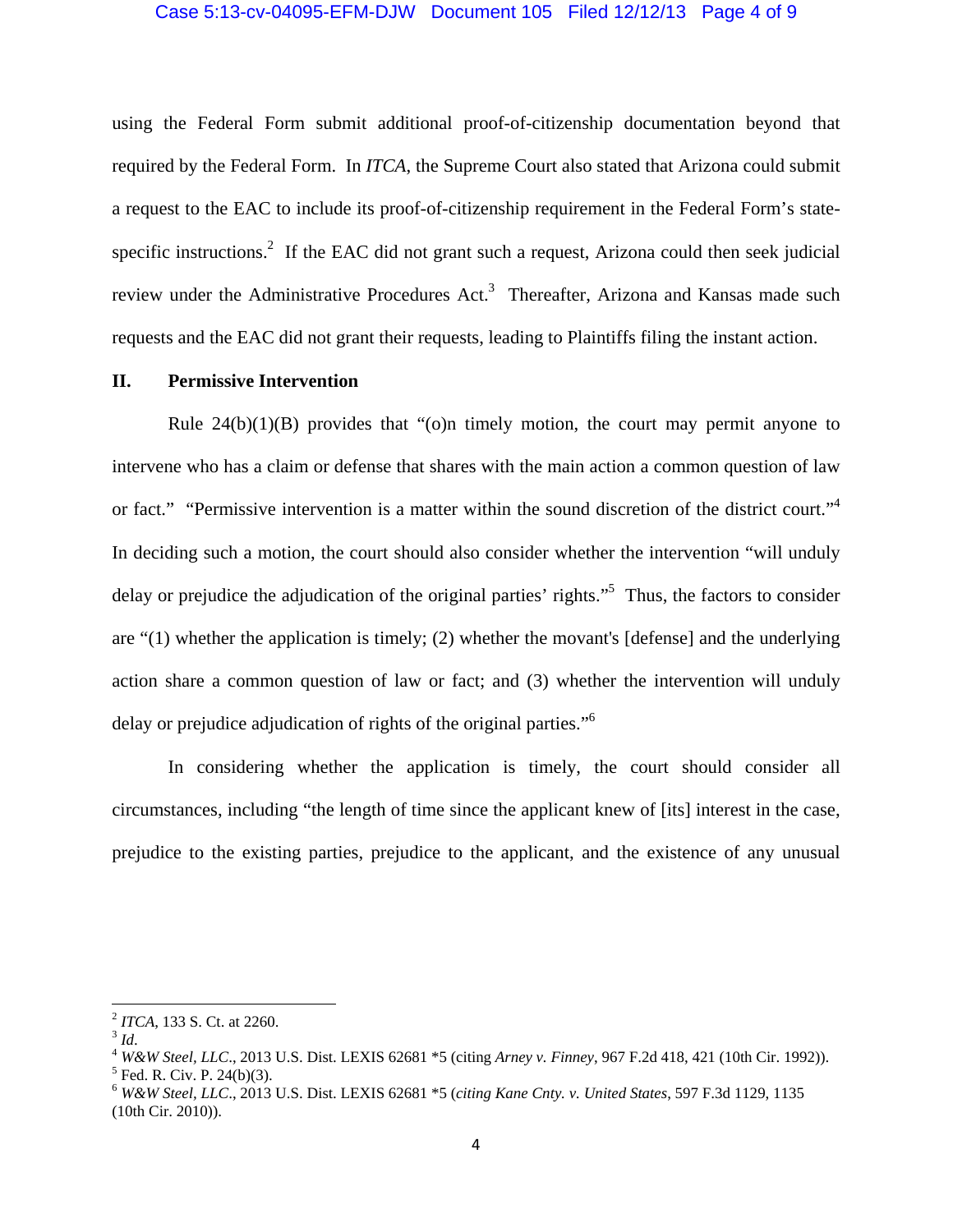using the Federal Form submit additional proof-of-citizenship documentation beyond that required by the Federal Form. In *ITCA*, the Supreme Court also stated that Arizona could submit a request to the EAC to include its proof-of-citizenship requirement in the Federal Form's state-specific instructions.[2] If the EAC did not grant such a request, Arizona could then seek judicial review under the Administrative Procedures Act.[3] Thereafter, Arizona and Kansas made such requests and the EAC did not grant their requests, leading to Plaintiffs filing the instant action.

## II. Permissive Intervention

Rule 24(b)(1)(B) provides that "(o)n timely motion, the court may permit anyone to intervene who has a claim or defense that shares with the main action a common question of law or fact." "Permissive intervention is a matter within the sound discretion of the district court."[4] In deciding such a motion, the court should also consider whether the intervention "will unduly delay or prejudice the adjudication of the original parties' rights."[5] Thus, the factors to consider are "(1) whether the application is timely; (2) whether the movant's [defense] and the underlying action share a common question of law or fact; and (3) whether the intervention will unduly delay or prejudice adjudication of rights of the original parties."[6]

In considering whether the application is timely, the court should consider all circumstances, including "the length of time since the applicant knew of [its] interest in the case, prejudice to the existing parties, prejudice to the applicant, and the existence of any unusual

---

[2] *ITCA*, 133 S. Ct. at 2260.

[3] *Id*.

[4] *W&W Steel, LLC*., 2013 U.S. Dist. LEXIS 62681 *5 (citing *Arney v. Finney*, 967 F.2d 418, 421 (10th Cir. 1992)).

[5] Fed. R. Civ. P. 24(b)(3).

[6] *W&W Steel, LLC*., 2013 U.S. Dist. LEXIS 62681 *5 (*citing Kane Cnty. v. United States*, 597 F.3d 1129, 1135 (10th Cir. 2010)).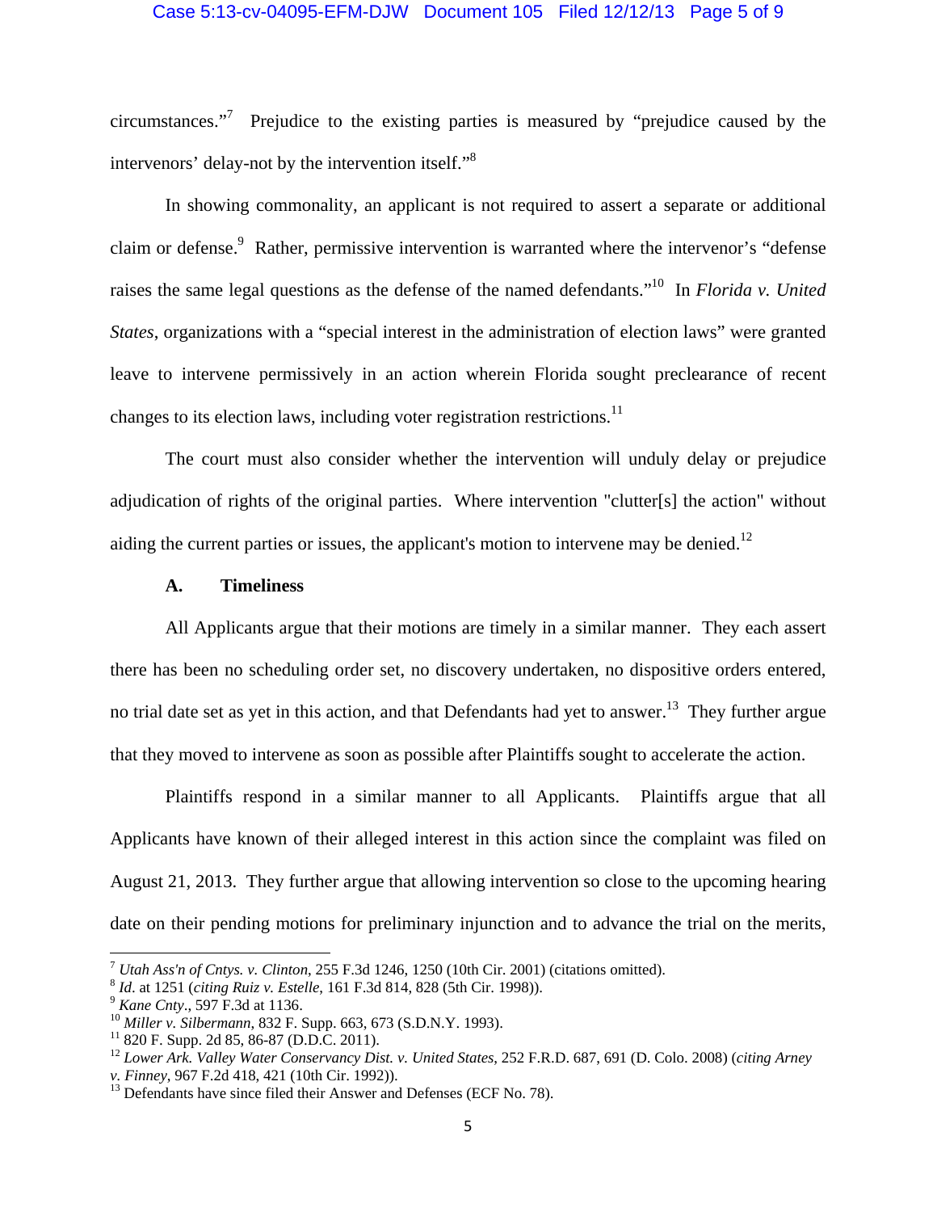circumstances."[7] Prejudice to the existing parties is measured by "prejudice caused by the intervenors' delay-not by the intervention itself."[8]

In showing commonality, an applicant is not required to assert a separate or additional claim or defense.[9] Rather, permissive intervention is warranted where the intervenor's "defense raises the same legal questions as the defense of the named defendants."[10] In *Florida v. United States*, organizations with a "special interest in the administration of election laws" were granted leave to intervene permissively in an action wherein Florida sought preclearance of recent changes to its election laws, including voter registration restrictions.[11]

The court must also consider whether the intervention will unduly delay or prejudice adjudication of rights of the original parties. Where intervention "clutter[s] the action" without aiding the current parties or issues, the applicant's motion to intervene may be denied.[12]

**A. Timeliness**

All Applicants argue that their motions are timely in a similar manner. They each assert there has been no scheduling order set, no discovery undertaken, no dispositive orders entered, no trial date set as yet in this action, and that Defendants had yet to answer.[13] They further argue that they moved to intervene as soon as possible after Plaintiffs sought to accelerate the action.

Plaintiffs respond in a similar manner to all Applicants. Plaintiffs argue that all Applicants have known of their alleged interest in this action since the complaint was filed on August 21, 2013. They further argue that allowing intervention so close to the upcoming hearing date on their pending motions for preliminary injunction and to advance the trial on the merits,

---

[7] *Utah Ass'n of Cntys. v. Clinton*, 255 F.3d 1246, 1250 (10th Cir. 2001) (citations omitted).

[8] *Id*. at 1251 (*citing Ruiz v. Estelle*, 161 F.3d 814, 828 (5th Cir. 1998)).

[9] *Kane Cnty*., 597 F.3d at 1136.

[10] *Miller v. Silbermann*, 832 F. Supp. 663, 673 (S.D.N.Y. 1993).

[11] 820 F. Supp. 2d 85, 86-87 (D.D.C. 2011).

[12] *Lower Ark. Valley Water Conservancy Dist. v. United States*, 252 F.R.D. 687, 691 (D. Colo. 2008) (*citing Arney v. Finney*, 967 F.2d 418, 421 (10th Cir. 1992)).

[13] Defendants have since filed their Answer and Defenses (ECF No. 78).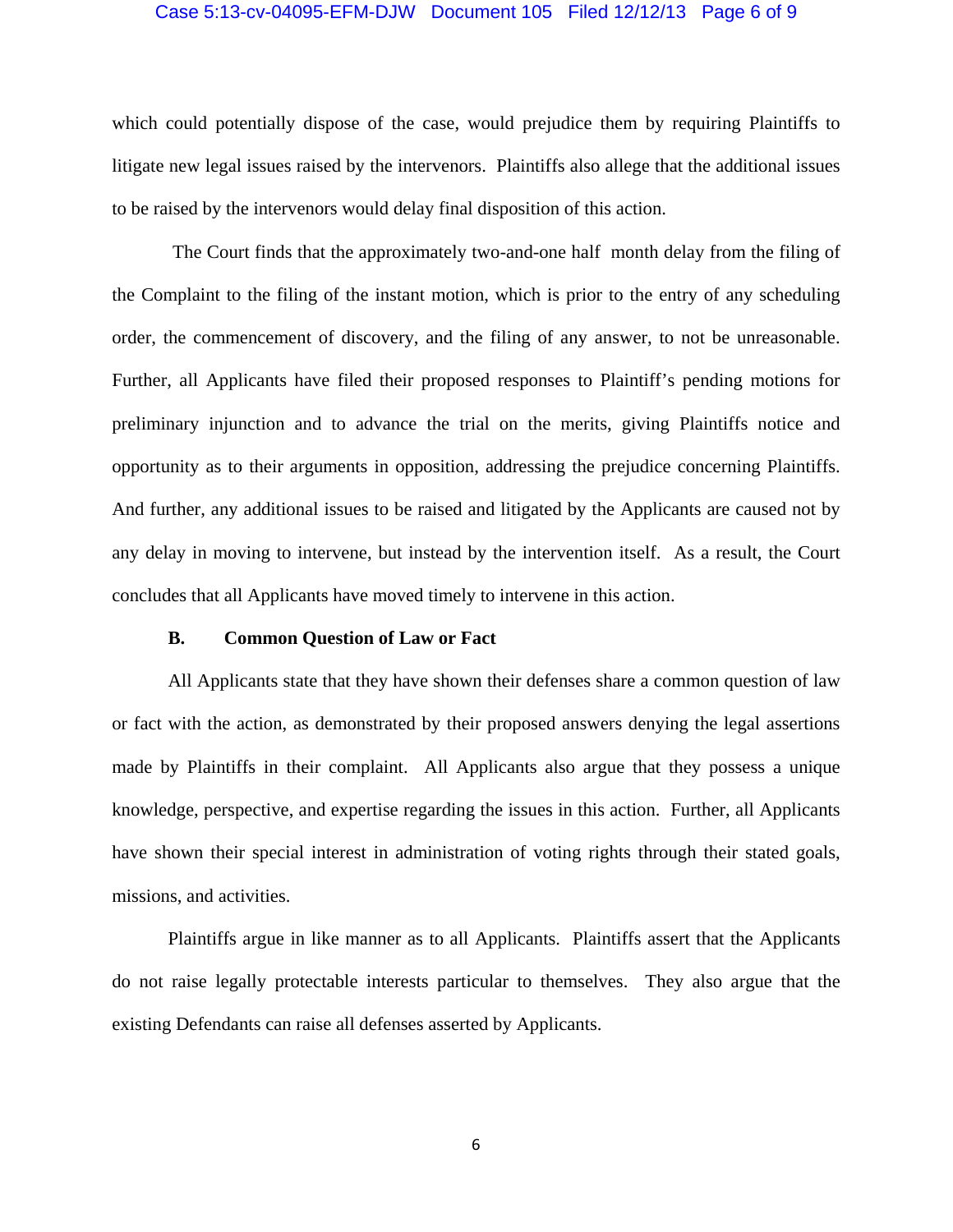which could potentially dispose of the case, would prejudice them by requiring Plaintiffs to litigate new legal issues raised by the intervenors. Plaintiffs also allege that the additional issues to be raised by the intervenors would delay final disposition of this action.

The Court finds that the approximately two-and-one half month delay from the filing of the Complaint to the filing of the instant motion, which is prior to the entry of any scheduling order, the commencement of discovery, and the filing of any answer, to not be unreasonable. Further, all Applicants have filed their proposed responses to Plaintiff's pending motions for preliminary injunction and to advance the trial on the merits, giving Plaintiffs notice and opportunity as to their arguments in opposition, addressing the prejudice concerning Plaintiffs. And further, any additional issues to be raised and litigated by the Applicants are caused not by any delay in moving to intervene, but instead by the intervention itself. As a result, the Court concludes that all Applicants have moved timely to intervene in this action.

### B. Common Question of Law or Fact

All Applicants state that they have shown their defenses share a common question of law or fact with the action, as demonstrated by their proposed answers denying the legal assertions made by Plaintiffs in their complaint. All Applicants also argue that they possess a unique knowledge, perspective, and expertise regarding the issues in this action. Further, all Applicants have shown their special interest in administration of voting rights through their stated goals, missions, and activities.

Plaintiffs argue in like manner as to all Applicants. Plaintiffs assert that the Applicants do not raise legally protectable interests particular to themselves. They also argue that the existing Defendants can raise all defenses asserted by Applicants.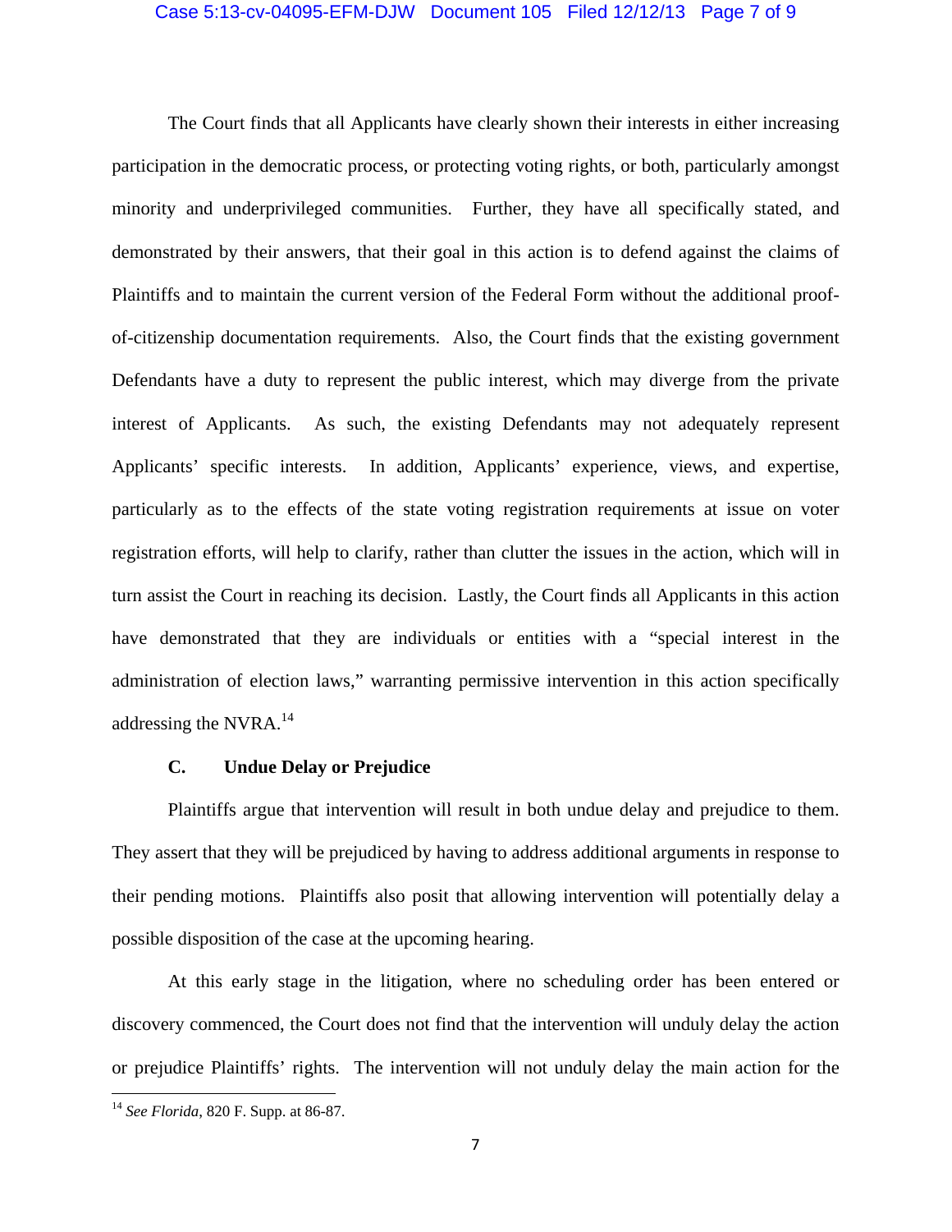The Court finds that all Applicants have clearly shown their interests in either increasing participation in the democratic process, or protecting voting rights, or both, particularly amongst minority and underprivileged communities. Further, they have all specifically stated, and demonstrated by their answers, that their goal in this action is to defend against the claims of Plaintiffs and to maintain the current version of the Federal Form without the additional proof-of-citizenship documentation requirements. Also, the Court finds that the existing government Defendants have a duty to represent the public interest, which may diverge from the private interest of Applicants. As such, the existing Defendants may not adequately represent Applicants' specific interests. In addition, Applicants' experience, views, and expertise, particularly as to the effects of the state voting registration requirements at issue on voter registration efforts, will help to clarify, rather than clutter the issues in the action, which will in turn assist the Court in reaching its decision. Lastly, the Court finds all Applicants in this action have demonstrated that they are individuals or entities with a "special interest in the administration of election laws," warranting permissive intervention in this action specifically addressing the NVRA.[14]

### C. Undue Delay or Prejudice

Plaintiffs argue that intervention will result in both undue delay and prejudice to them. They assert that they will be prejudiced by having to address additional arguments in response to their pending motions. Plaintiffs also posit that allowing intervention will potentially delay a possible disposition of the case at the upcoming hearing.

At this early stage in the litigation, where no scheduling order has been entered or discovery commenced, the Court does not find that the intervention will unduly delay the action or prejudice Plaintiffs' rights. The intervention will not unduly delay the main action for the

---

[14] *See Florida*, 820 F. Supp. at 86-87.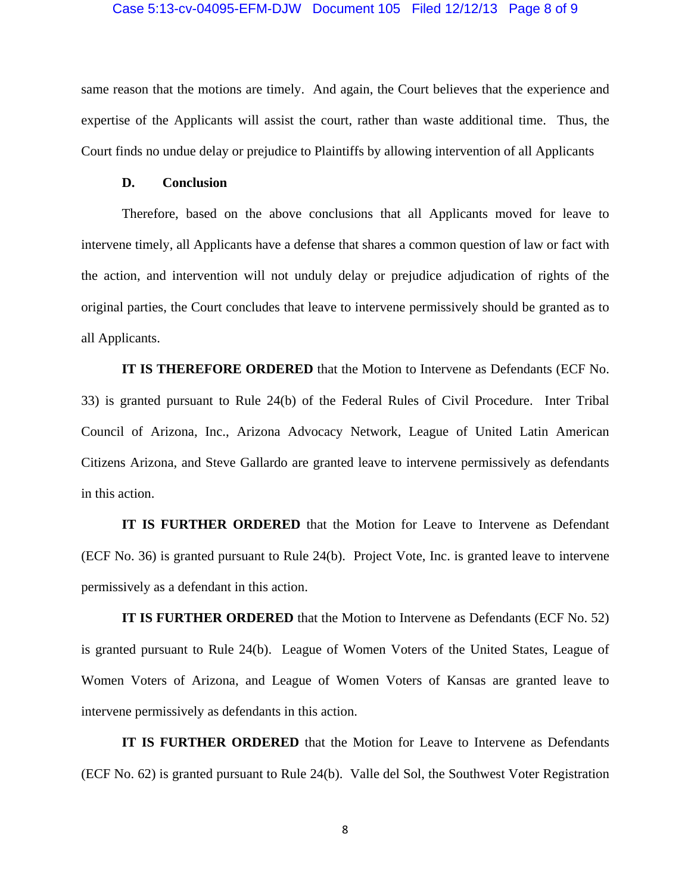same reason that the motions are timely. And again, the Court believes that the experience and expertise of the Applicants will assist the court, rather than waste additional time. Thus, the Court finds no undue delay or prejudice to Plaintiffs by allowing intervention of all Applicants

**D. Conclusion**

Therefore, based on the above conclusions that all Applicants moved for leave to intervene timely, all Applicants have a defense that shares a common question of law or fact with the action, and intervention will not unduly delay or prejudice adjudication of rights of the original parties, the Court concludes that leave to intervene permissively should be granted as to all Applicants.

**IT IS THEREFORE ORDERED** that the Motion to Intervene as Defendants (ECF No. 33) is granted pursuant to Rule 24(b) of the Federal Rules of Civil Procedure. Inter Tribal Council of Arizona, Inc., Arizona Advocacy Network, League of United Latin American Citizens Arizona, and Steve Gallardo are granted leave to intervene permissively as defendants in this action.

**IT IS FURTHER ORDERED** that the Motion for Leave to Intervene as Defendant (ECF No. 36) is granted pursuant to Rule 24(b). Project Vote, Inc. is granted leave to intervene permissively as a defendant in this action.

**IT IS FURTHER ORDERED** that the Motion to Intervene as Defendants (ECF No. 52) is granted pursuant to Rule 24(b). League of Women Voters of the United States, League of Women Voters of Arizona, and League of Women Voters of Kansas are granted leave to intervene permissively as defendants in this action.

**IT IS FURTHER ORDERED** that the Motion for Leave to Intervene as Defendants (ECF No. 62) is granted pursuant to Rule 24(b). Valle del Sol, the Southwest Voter Registration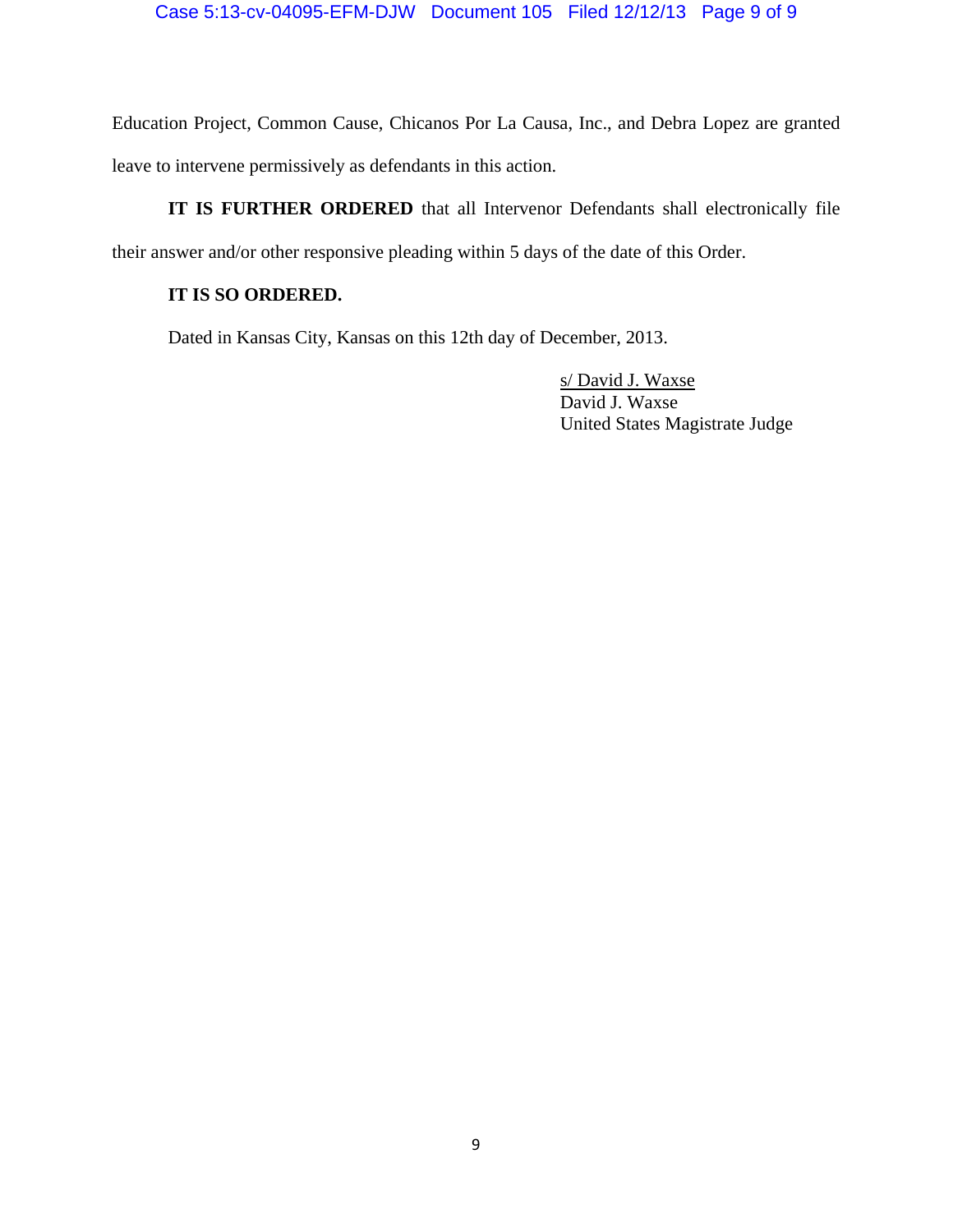Education Project, Common Cause, Chicanos Por La Causa, Inc., and Debra Lopez are granted leave to intervene permissively as defendants in this action.

**IT IS FURTHER ORDERED** that all Intervenor Defendants shall electronically file their answer and/or other responsive pleading within 5 days of the date of this Order.

**IT IS SO ORDERED.**

Dated in Kansas City, Kansas on this 12th day of December, 2013.

s/ David J. Waxse
David J. Waxse
United States Magistrate Judge